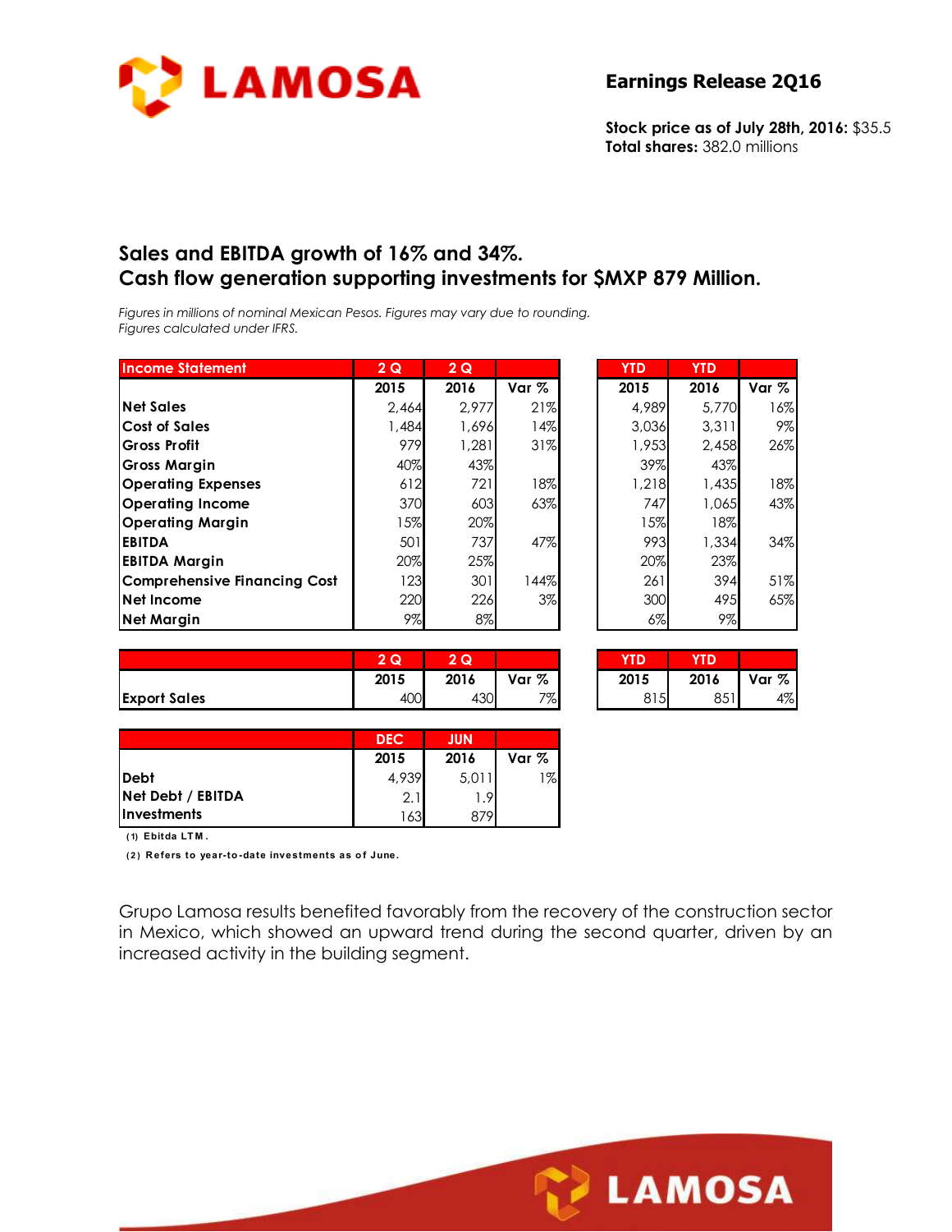# LAMOSA

## Earnings Release 2Q16

**Stock price as of July 28th, 2016:** $35.5
**Total shares:** 382.0 millions

## Sales and EBITDA growth of 16% and 34%. Cash flow generation supporting investments for $MXP 879 Million.

*Figures in millions of nominal Mexican Pesos. Figures may vary due to rounding.*
*Figures calculated under IFRS.*

| Income Statement | 2 Q 2015 | 2 Q 2016 | Var % | YTD 2015 | YTD 2016 | Var % |
|---|---|---|---|---|---|---|
| Net Sales | 2,464 | 2,977 | 21% | 4,989 | 5,770 | 16% |
| Cost of Sales | 1,484 | 1,696 | 14% | 3,036 | 3,311 | 9% |
| Gross Profit | 979 | 1,281 | 31% | 1,953 | 2,458 | 26% |
| Gross Margin | 40% | 43% | | 39% | 43% | |
| Operating Expenses | 612 | 721 | 18% | 1,218 | 1,435 | 18% |
| Operating Income | 370 | 603 | 63% | 747 | 1,065 | 43% |
| Operating Margin | 15% | 20% | | 15% | 18% | |
| EBITDA | 501 | 737 | 47% | 993 | 1,334 | 34% |
| EBITDA Margin | 20% | 25% | | 20% | 23% | |
| Comprehensive Financing Cost | 123 | 301 | 144% | 261 | 394 | 51% |
| Net Income | 220 | 226 | 3% | 300 | 495 | 65% |
| Net Margin | 9% | 8% | | 6% | 9% | |

| | 2 Q 2015 | 2 Q 2016 | Var % | YTD 2015 | YTD 2016 | Var % |
|---|---|---|---|---|---|---|
| Export Sales | 400 | 430 | 7% | 815 | 851 | 4% |

| | DEC 2015 | JUN 2016 | Var % |
|---|---|---|---|
| Debt | 4,939 | 5,011 | 1% |
| Net Debt / EBITDA | 2.1 | 1.9 | |
| Investments | 163 | 879 | |

**(1) Ebitda LTM.**

**(2) Refers to year-to-date investments as of June.**

Grupo Lamosa results benefited favorably from the recovery of the construction sector in Mexico, which showed an upward trend during the second quarter, driven by an increased activity in the building segment.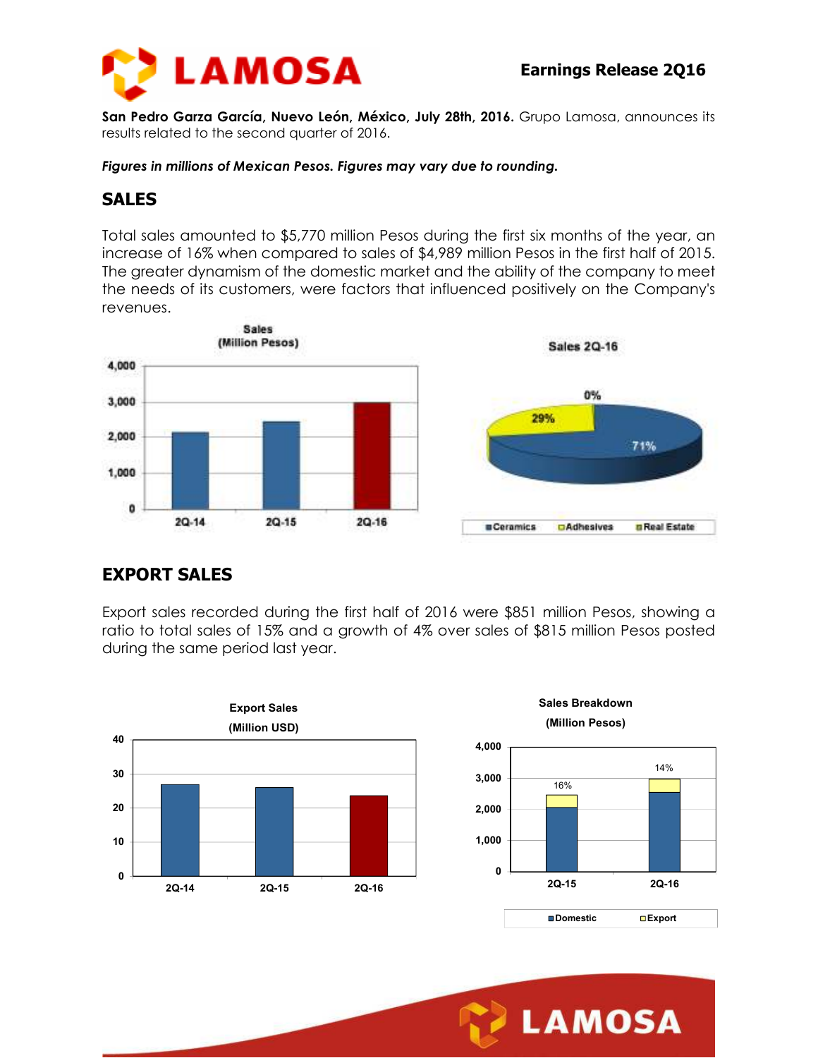Earnings Release 2Q16

**San Pedro Garza García, Nuevo León, México, July 28th, 2016.** Grupo Lamosa, announces its results related to the second quarter of 2016.

***Figures in millions of Mexican Pesos. Figures may vary due to rounding.***

## SALES

Total sales amounted to $5,770 million Pesos during the first six months of the year, an increase of 16% when compared to sales of $4,989 million Pesos in the first half of 2015. The greater dynamism of the domestic market and the ability of the company to meet the needs of its customers, were factors that influenced positively on the Company's revenues.

Sales (Million Pesos)

Sales 2Q-16

Ceramics 71% · Adhesives 29% · Real Estate 0%

## EXPORT SALES

Export sales recorded during the first half of 2016 were $851 million Pesos, showing a ratio to total sales of 15% and a growth of 4% over sales of $815 million Pesos posted during the same period last year.

Export Sales (Million USD)

Sales Breakdown (Million Pesos)

Export share: 2Q-15 16% · 2Q-16 14%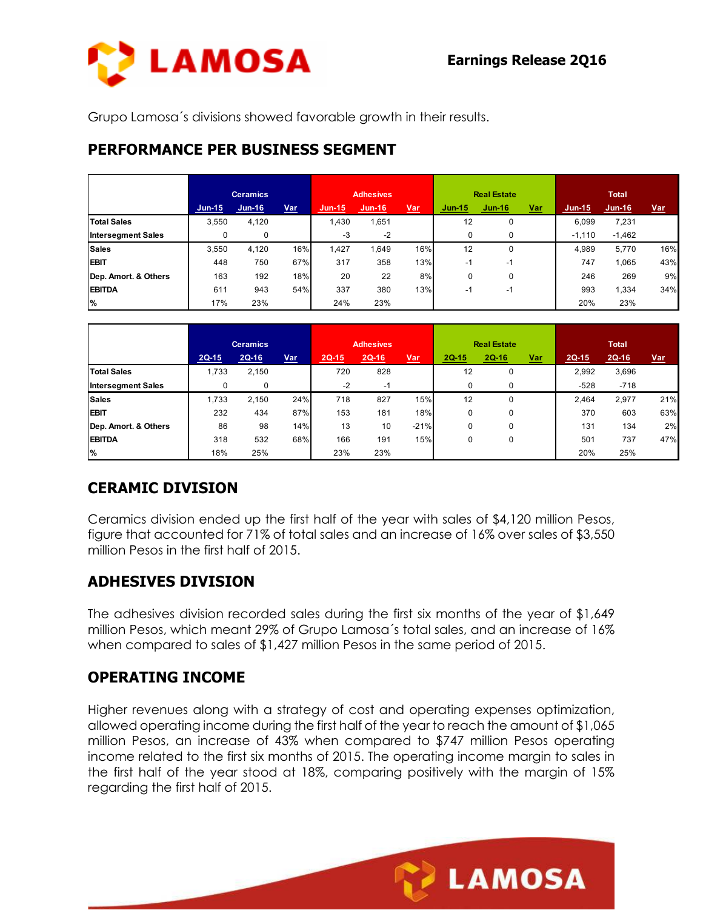Grupo Lamosa´s divisions showed favorable growth in their results.

## PERFORMANCE PER BUSINESS SEGMENT

| | Ceramics | | | Adhesives | | | Real Estate | | | Total | | |
|---|---|---|---|---|---|---|---|---|---|---|---|---|
| | Jun-15 | Jun-16 | Var | Jun-15 | Jun-16 | Var | Jun-15 | Jun-16 | Var | Jun-15 | Jun-16 | Var |
| **Total Sales** | 3,550 | 4,120 | | 1,430 | 1,651 | | 12 | 0 | | 6,099 | 7,231 | |
| **Intersegment Sales** | 0 | 0 | | -3 | -2 | | 0 | 0 | | -1,110 | -1,462 | |
| **Sales** | 3,550 | 4,120 | 16% | 1,427 | 1,649 | 16% | 12 | 0 | | 4,989 | 5,770 | 16% |
| **EBIT** | 448 | 750 | 67% | 317 | 358 | 13% | -1 | -1 | | 747 | 1,065 | 43% |
| **Dep. Amort. & Others** | 163 | 192 | 18% | 20 | 22 | 8% | 0 | 0 | | 246 | 269 | 9% |
| **EBITDA** | 611 | 943 | 54% | 337 | 380 | 13% | -1 | -1 | | 993 | 1,334 | 34% |
| **%** | 17% | 23% | | 24% | 23% | | | | | 20% | 23% | |

| | Ceramics | | | Adhesives | | | Real Estate | | | Total | | |
|---|---|---|---|---|---|---|---|---|---|---|---|---|
| | 2Q-15 | 2Q-16 | Var | 2Q-15 | 2Q-16 | Var | 2Q-15 | 2Q-16 | Var | 2Q-15 | 2Q-16 | Var |
| **Total Sales** | 1,733 | 2,150 | | 720 | 828 | | 12 | 0 | | 2,992 | 3,696 | |
| **Intersegment Sales** | 0 | 0 | | -2 | -1 | | 0 | 0 | | -528 | -718 | |
| **Sales** | 1,733 | 2,150 | 24% | 718 | 827 | 15% | 12 | 0 | | 2,464 | 2,977 | 21% |
| **EBIT** | 232 | 434 | 87% | 153 | 181 | 18% | 0 | 0 | | 370 | 603 | 63% |
| **Dep. Amort. & Others** | 86 | 98 | 14% | 13 | 10 | -21% | 0 | 0 | | 131 | 134 | 2% |
| **EBITDA** | 318 | 532 | 68% | 166 | 191 | 15% | 0 | 0 | | 501 | 737 | 47% |
| **%** | 18% | 25% | | 23% | 23% | | | | | 20% | 25% | |

## CERAMIC DIVISION

Ceramics division ended up the first half of the year with sales of $4,120 million Pesos, figure that accounted for 71% of total sales and an increase of 16% over sales of $3,550 million Pesos in the first half of 2015.

## ADHESIVES DIVISION

The adhesives division recorded sales during the first six months of the year of $1,649 million Pesos, which meant 29% of Grupo Lamosa´s total sales, and an increase of 16% when compared to sales of $1,427 million Pesos in the same period of 2015.

## OPERATING INCOME

Higher revenues along with a strategy of cost and operating expenses optimization, allowed operating income during the first half of the year to reach the amount of $1,065 million Pesos, an increase of 43% when compared to $747 million Pesos operating income related to the first six months of 2015. The operating income margin to sales in the first half of the year stood at 18%, comparing positively with the margin of 15% regarding the first half of 2015.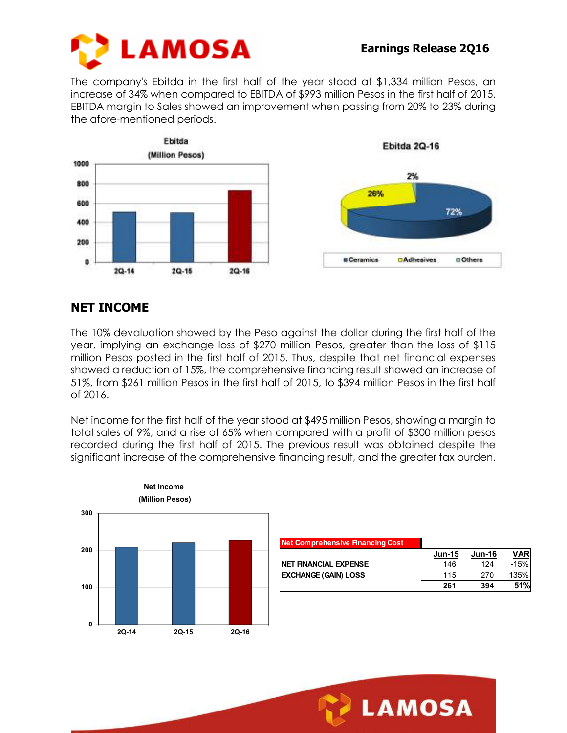The company's Ebitda in the first half of the year stood at $1,334 million Pesos, an increase of 34% when compared to EBITDA of $993 million Pesos in the first half of 2015. EBITDA margin to Sales showed an improvement when passing from 20% to 23% during the afore-mentioned periods.

## NET INCOME

The 10% devaluation showed by the Peso against the dollar during the first half of the year, implying an exchange loss of $270 million Pesos, greater than the loss of $115 million Pesos posted in the first half of 2015. Thus, despite that net financial expenses showed a reduction of 15%, the comprehensive financing result showed an increase of 51%, from $261 million Pesos in the first half of 2015, to $394 million Pesos in the first half of 2016.

Net income for the first half of the year stood at $495 million Pesos, showing a margin to total sales of 9%, and a rise of 65% when compared with a profit of $300 million pesos recorded during the first half of 2015. The previous result was obtained despite the significant increase of the comprehensive financing result, and the greater tax burden.

| Net Comprehensive Financing Cost | Jun-15 | Jun-16 | VAR |
|---|---|---|---|
| NET FINANCIAL EXPENSE | 146 | 124 | -15% |
| EXCHANGE (GAIN) LOSS | 115 | 270 | 135% |
| | **261** | **394** | **51%** |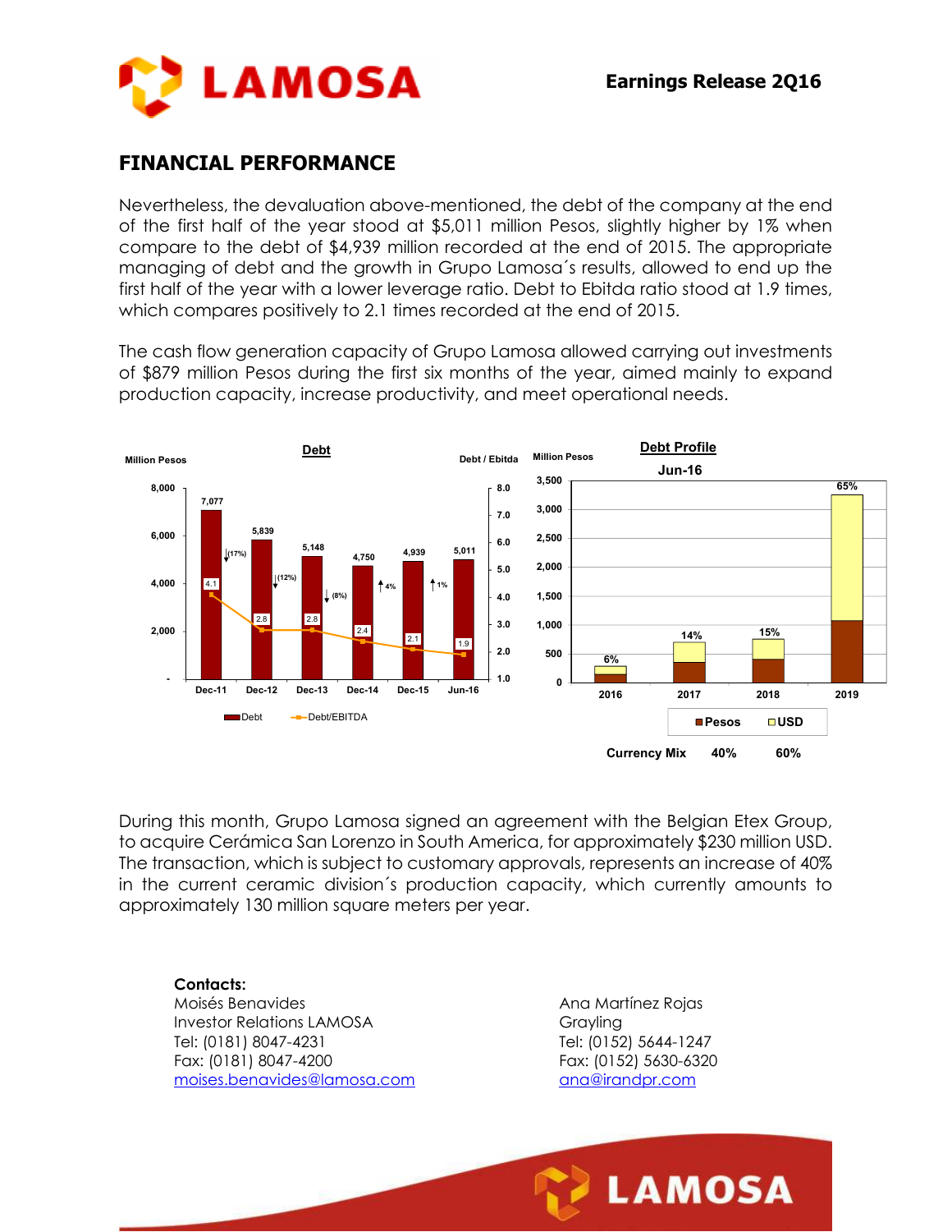## FINANCIAL PERFORMANCE

Nevertheless, the devaluation above-mentioned, the debt of the company at the end of the first half of the year stood at $5,011 million Pesos, slightly higher by 1% when compare to the debt of $4,939 million recorded at the end of 2015. The appropriate managing of debt and the growth in Grupo Lamosa´s results, allowed to end up the first half of the year with a lower leverage ratio. Debt to Ebitda ratio stood at 1.9 times, which compares positively to 2.1 times recorded at the end of 2015.

The cash flow generation capacity of Grupo Lamosa allowed carrying out investments of $879 million Pesos during the first six months of the year, aimed mainly to expand production capacity, increase productivity, and meet operational needs.

**Debt**

Million Pesos

Debt / Ebitda

Dec-11: 7,077 — 4.1
(17%)
Dec-12: 5,839 — 2.8
(12%)
Dec-13: 5,148 — 2.8
(8%)
Dec-14: 4,750 — 2.4
4%
Dec-15: 4,939 — 2.1
1%
Jun-16: 5,011 — 1.9

Debt — Debt/EBITDA

**Debt Profile**

**Jun-16**

Million Pesos

2016: 6%
2017: 14%
2018: 15%
2019: 65%

Pesos — USD

Currency Mix 40% 60%

During this month, Grupo Lamosa signed an agreement with the Belgian Etex Group, to acquire Cerámica San Lorenzo in South America, for approximately $230 million USD. The transaction, which is subject to customary approvals, represents an increase of 40% in the current ceramic division´s production capacity, which currently amounts to approximately 130 million square meters per year.

**Contacts:**

Moisés Benavides
Investor Relations LAMOSA
Tel: (0181) 8047-4231
Fax: (0181) 8047-4200
moises.benavides@lamosa.com

Ana Martínez Rojas
Grayling
Tel: (0152) 5644-1247
Fax: (0152) 5630-6320
ana@irandpr.com